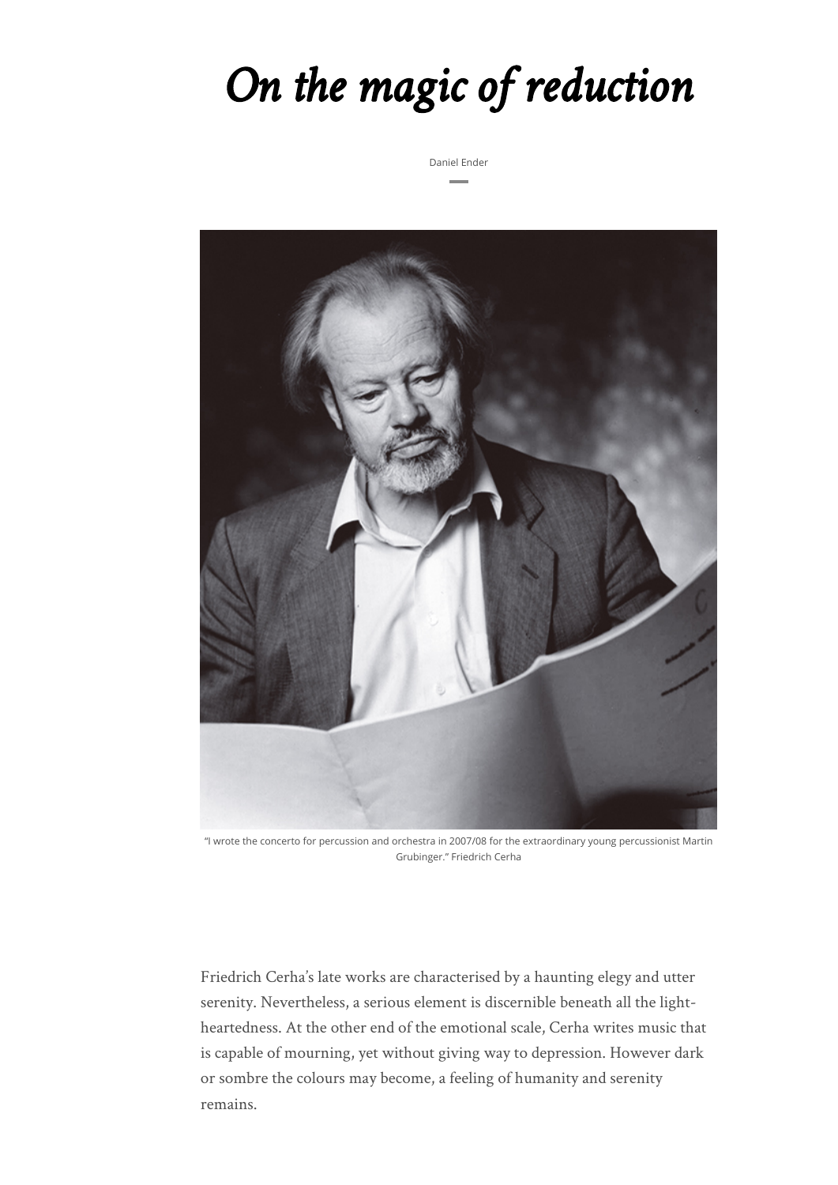# On the magic of reduction

Daniel Ender

"I wrote the concerto for percussion and orchestra in 2007/08 for the extraordinary young percussionist Martin Grubinger." Friedrich Cerha

Friedrich Cerha's late works are characterised by a haunting elegy and utter serenity. Nevertheless, a serious element is discernible beneath all the light-heartedness. At the other end of the emotional scale, Cerha writes music that is capable of mourning, yet without giving way to depression. However dark or sombre the colours may become, a feeling of humanity and serenity remains.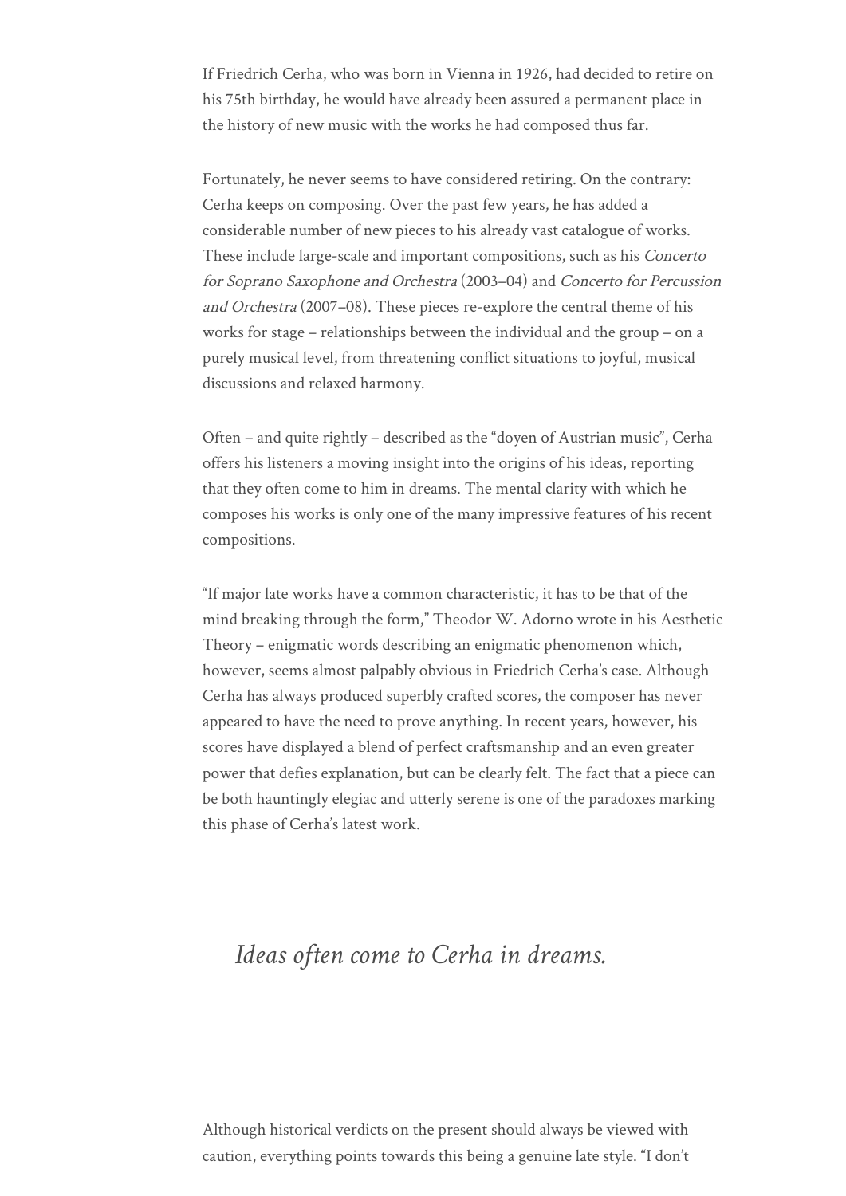If Friedrich Cerha, who was born in Vienna in 1926, had decided to retire on his 75th birthday, he would have already been assured a permanent place in the history of new music with the works he had composed thus far.

Fortunately, he never seems to have considered retiring. On the contrary: Cerha keeps on composing. Over the past few years, he has added a considerable number of new pieces to his already vast catalogue of works. These include large-scale and important compositions, such as his *Concerto for Soprano Saxophone and Orchestra* (2003–04) and *Concerto for Percussion and Orchestra* (2007–08). These pieces re-explore the central theme of his works for stage – relationships between the individual and the group – on a purely musical level, from threatening conflict situations to joyful, musical discussions and relaxed harmony.

Often – and quite rightly – described as the "doyen of Austrian music", Cerha offers his listeners a moving insight into the origins of his ideas, reporting that they often come to him in dreams. The mental clarity with which he composes his works is only one of the many impressive features of his recent compositions.

"If major late works have a common characteristic, it has to be that of the mind breaking through the form," Theodor W. Adorno wrote in his Aesthetic Theory – enigmatic words describing an enigmatic phenomenon which, however, seems almost palpably obvious in Friedrich Cerha's case. Although Cerha has always produced superbly crafted scores, the composer has never appeared to have the need to prove anything. In recent years, however, his scores have displayed a blend of perfect craftsmanship and an even greater power that defies explanation, but can be clearly felt. The fact that a piece can be both hauntingly elegiac and utterly serene is one of the paradoxes marking this phase of Cerha's latest work.

> *Ideas often come to Cerha in dreams.*

Although historical verdicts on the present should always be viewed with caution, everything points towards this being a genuine late style. "I don't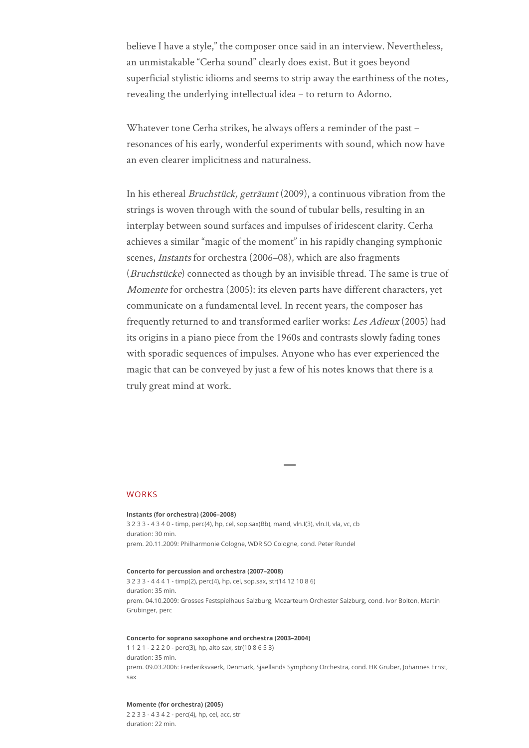believe I have a style," the composer once said in an interview. Nevertheless, an unmistakable "Cerha sound" clearly does exist. But it goes beyond superficial stylistic idioms and seems to strip away the earthiness of the notes, revealing the underlying intellectual idea – to return to Adorno.

Whatever tone Cerha strikes, he always offers a reminder of the past – resonances of his early, wonderful experiments with sound, which now have an even clearer implicitness and naturalness.

In his ethereal *Bruchstück, geträumt* (2009), a continuous vibration from the strings is woven through with the sound of tubular bells, resulting in an interplay between sound surfaces and impulses of iridescent clarity. Cerha achieves a similar "magic of the moment" in his rapidly changing symphonic scenes, *Instants* for orchestra (2006–08), which are also fragments (*Bruchstücke*) connected as though by an invisible thread. The same is true of *Momente* for orchestra (2005): its eleven parts have different characters, yet communicate on a fundamental level. In recent years, the composer has frequently returned to and transformed earlier works: *Les Adieux* (2005) had its origins in a piano piece from the 1960s and contrasts slowly fading tones with sporadic sequences of impulses. Anyone who has ever experienced the magic that can be conveyed by just a few of his notes knows that there is a truly great mind at work.

## WORKS

**Instants (for orchestra) (2006–2008)**
3 2 3 3 - 4 3 4 0 - timp, perc(4), hp, cel, sop.sax(Bb), mand, vln.I(3), vln.II, vla, vc, cb
duration: 30 min.
prem. 20.11.2009: Philharmonie Cologne, WDR SO Cologne, cond. Peter Rundel

**Concerto for percussion and orchestra (2007–2008)**
3 2 3 3 - 4 4 4 1 - timp(2), perc(4), hp, cel, sop.sax, str(14 12 10 8 6)
duration: 35 min.
prem. 04.10.2009: Grosses Festspielhaus Salzburg, Mozarteum Orchester Salzburg, cond. Ivor Bolton, Martin Grubinger, perc

**Concerto for soprano saxophone and orchestra (2003–2004)**
1 1 2 1 - 2 2 2 0 - perc(3), hp, alto sax, str(10 8 6 5 3)
duration: 35 min.
prem. 09.03.2006: Frederiksvaerk, Denmark, Sjaellands Symphony Orchestra, cond. HK Gruber, Johannes Ernst, sax

**Momente (for orchestra) (2005)**
2 2 3 3 - 4 3 4 2 - perc(4), hp, cel, acc, str
duration: 22 min.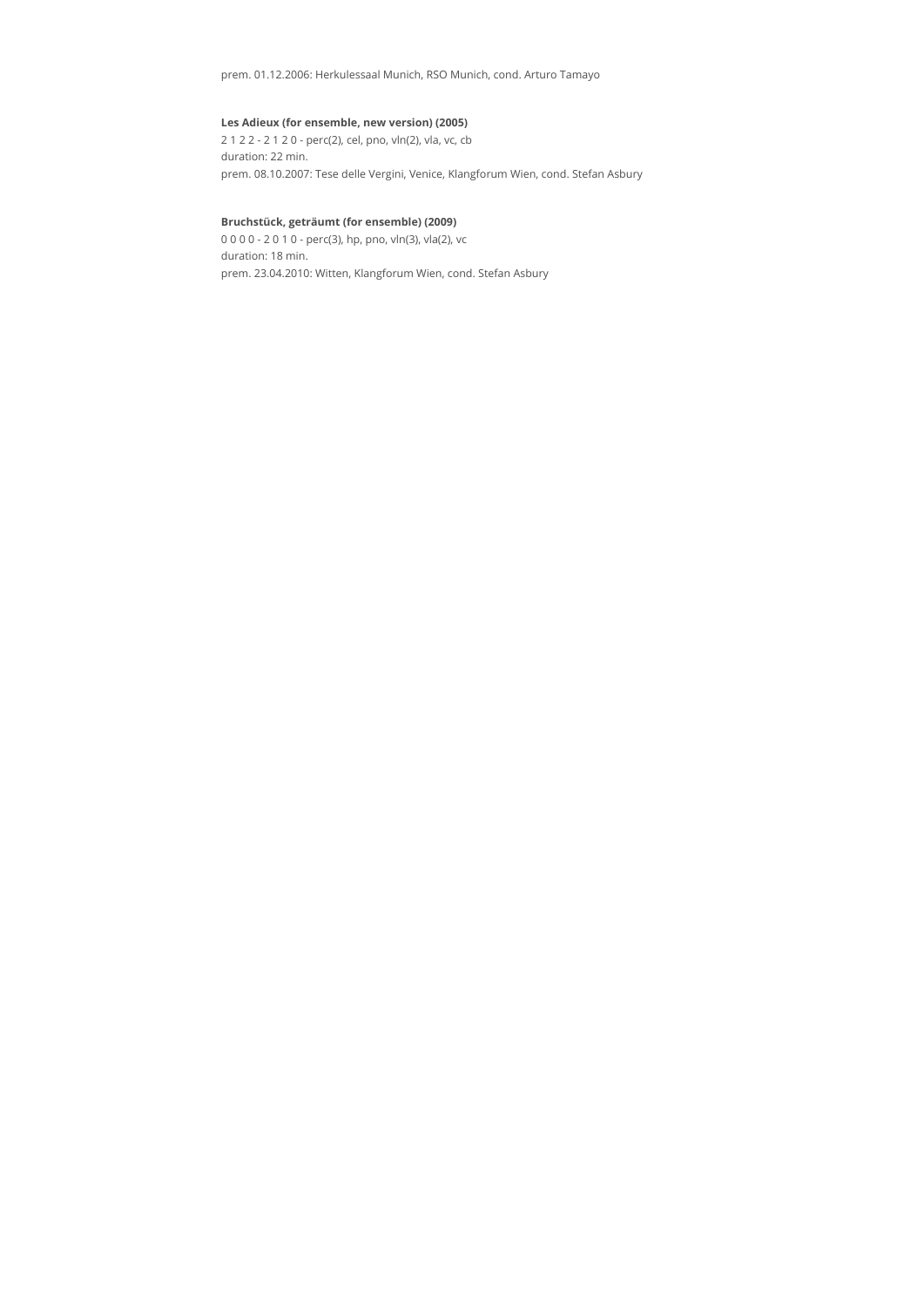prem. 01.12.2006: Herkulessaal Munich, RSO Munich, cond. Arturo Tamayo

**Les Adieux (for ensemble, new version) (2005)**
2 1 2 2 - 2 1 2 0 - perc(2), cel, pno, vln(2), vla, vc, cb
duration: 22 min.
prem. 08.10.2007: Tese delle Vergini, Venice, Klangforum Wien, cond. Stefan Asbury

**Bruchstück, geträumt (for ensemble) (2009)**
0 0 0 0 - 2 0 1 0 - perc(3), hp, pno, vln(3), vla(2), vc
duration: 18 min.
prem. 23.04.2010: Witten, Klangforum Wien, cond. Stefan Asbury